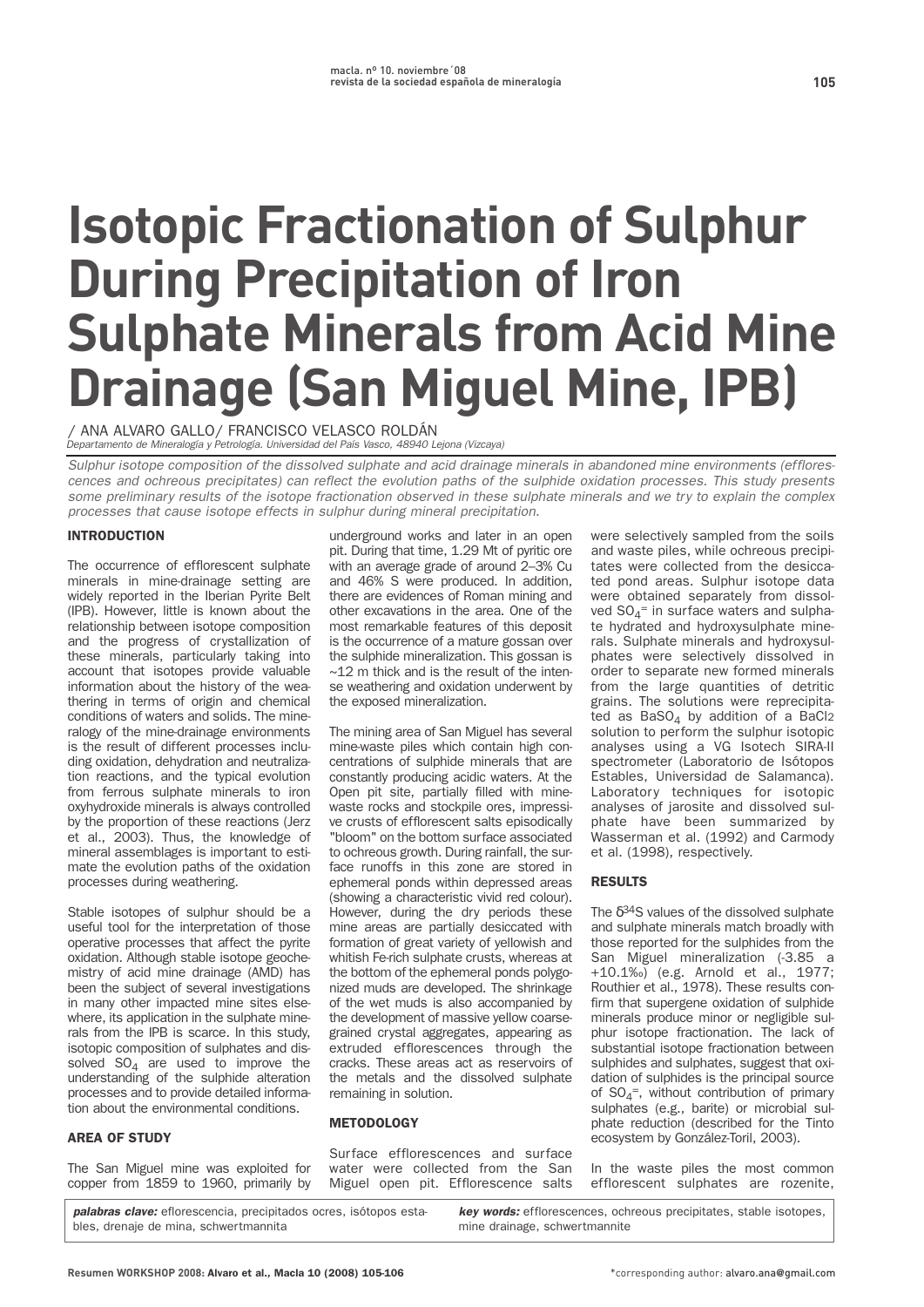# Isotopic Fractionation of Sulphur During Precipitation of Iron Sulphate Minerals from Acid Mine Drainage (San Miguel Mine, IPB)

/ ANA ALVARO GALLO/ FRANCISCO VELASCO ROLDÁN

*Departamento de Mineralogía y Petrología. Universidad del País Vasco, 48940 Lejona (Vizcaya)*

*Sulphur isotope composition of the dissolved sulphate and acid drainage minerals in abandoned mine environments (efflorescences and ochreous precipitates) can reflect the evolution paths of the sulphide oxidation processes. This study presents some preliminary results of the isotope fractionation observed in these sulphate minerals and we try to explain the complex processes that cause isotope effects in sulphur during mineral precipitation.*

***palabras clave:*** eflorescencia, precipitados ocres, isótopos estables, drenaje de mina, schwertmannita

***key words:*** efflorescences, ochreous precipitates, stable isotopes, mine drainage, schwertmannite

## INTRODUCTION

The occurrence of efflorescent sulphate minerals in mine-drainage setting are widely reported in the Iberian Pyrite Belt (IPB). However, little is known about the relationship between isotope composition and the progress of crystallization of these minerals, particularly taking into account that isotopes provide valuable information about the history of the weathering in terms of origin and chemical conditions of waters and solids. The mineralogy of the mine-drainage environments is the result of different processes including oxidation, dehydration and neutralization reactions, and the typical evolution from ferrous sulphate minerals to iron oxyhydroxide minerals is always controlled by the proportion of these reactions (Jerz et al., 2003). Thus, the knowledge of mineral assemblages is important to estimate the evolution paths of the oxidation processes during weathering.

Stable isotopes of sulphur should be a useful tool for the interpretation of those operative processes that affect the pyrite oxidation. Although stable isotope geochemistry of acid mine drainage (AMD) has been the subject of several investigations in many other impacted mine sites elsewhere, its application in the sulphate minerals from the IPB is scarce. In this study, isotopic composition of sulphates and dissolved $SO_4$ are used to improve the understanding of the sulphide alteration processes and to provide detailed information about the environmental conditions.

## AREA OF STUDY

The San Miguel mine was exploited for copper from 1859 to 1960, primarily by underground works and later in an open pit. During that time, 1.29 Mt of pyritic ore with an average grade of around 2–3% Cu and 46% S were produced. In addition, there are evidences of Roman mining and other excavations in the area. One of the most remarkable features of this deposit is the occurrence of a mature gossan over the sulphide mineralization. This gossan is ~12 m thick and is the result of the intense weathering and oxidation underwent by the exposed mineralization.

The mining area of San Miguel has several mine-waste piles which contain high concentrations of sulphide minerals that are constantly producing acidic waters. At the Open pit site, partially filled with mine-waste rocks and stockpile ores, impressive crusts of efflorescent salts episodically "bloom" on the bottom surface associated to ochreous growth. During rainfall, the surface runoffs in this zone are stored in ephemeral ponds within depressed areas (showing a characteristic vivid red colour). However, during the dry periods these mine areas are partially desiccated with formation of great variety of yellowish and whitish Fe-rich sulphate crusts, whereas at the bottom of the ephemeral ponds polygonized muds are developed. The shrinkage of the wet muds is also accompanied by the development of massive yellow coarse-grained crystal aggregates, appearing as extruded efflorescences through the cracks. These areas act as reservoirs of the metals and the dissolved sulphate remaining in solution.

## METODOLOGY

Surface efflorescences and surface water were collected from the San Miguel open pit. Efflorescence salts were selectively sampled from the soils and waste piles, while ochreous precipitates were collected from the desiccated pond areas. Sulphur isotope data were obtained separately from dissolved $SO_4^{=}$ in surface waters and sulphate hydrated and hydroxysulphate minerals. Sulphate minerals and hydroxysulphates were selectively dissolved in order to separate new formed minerals from the large quantities of detritic grains. The solutions were reprecipitated as $BaSO_4$ by addition of a $BaCl_2$ solution to perform the sulphur isotopic analyses using a VG Isotech SIRA-II spectrometer (Laboratorio de Isótopos Estables, Universidad de Salamanca). Laboratory techniques for isotopic analyses of jarosite and dissolved sulphate have been summarized by Wasserman et al. (1992) and Carmody et al. (1998), respectively.

## RESULTS

The $\delta^{34}S$ values of the dissolved sulphate and sulphate minerals match broadly with those reported for the sulphides from the San Miguel mineralization (-3.85 a +10.1‰) (e.g. Arnold et al., 1977; Routhier et al., 1978). These results confirm that supergene oxidation of sulphide minerals produce minor or negligible sulphur isotope fractionation. The lack of substantial isotope fractionation between sulphides and sulphates, suggest that oxidation of sulphides is the principal source of $SO_4^{=}$, without contribution of primary sulphates (e.g., barite) or microbial sulphate reduction (described for the Tinto ecosystem by González-Toril, 2003).

In the waste piles the most common efflorescent sulphates are rozenite,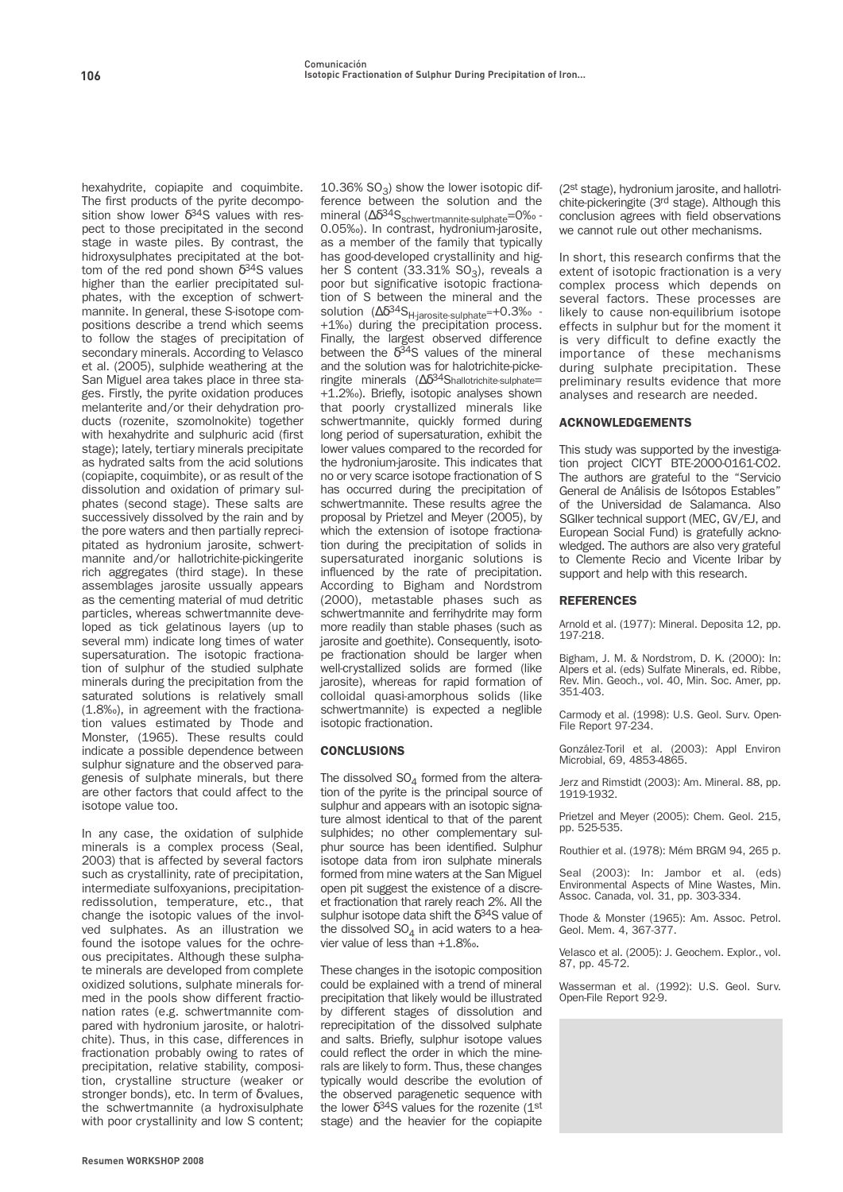hexahydrite, copiapite and coquimbite. The first products of the pyrite decomposition show lower $\delta^{34}S$ values with respect to those precipitated in the second stage in waste piles. By contrast, the hidroxysulphates precipitated at the bottom of the red pond shown $\delta^{34}S$ values higher than the earlier precipitated sulphates, with the exception of schwertmannite. In general, these S-isotope compositions describe a trend which seems to follow the stages of precipitation of secondary minerals. According to Velasco et al. (2005), sulphide weathering at the San Miguel area takes place in three stages. Firstly, the pyrite oxidation produces melanterite and/or their dehydration products (rozenite, szomolnokite) together with hexahydrite and sulphuric acid (first stage); lately, tertiary minerals precipitate as hydrated salts from the acid solutions (copiapite, coquimbite), or as result of the dissolution and oxidation of primary sulphates (second stage). These salts are successively dissolved by the rain and by the pore waters and then partially reprecipitated as hydronium jarosite, schwertmannite and/or hallotrichite-pickingerite rich aggregates (third stage). In these assemblages jarosite ussually appears as the cementing material of mud detritic particles, whereas schwertmannite developed as tick gelatinous layers (up to several mm) indicate long times of water supersaturation. The isotopic fractionation of sulphur of the studied sulphate minerals during the precipitation from the saturated solutions is relatively small (1.8‰), in agreement with the fractionation values estimated by Thode and Monster, (1965). These results could indicate a possible dependence between sulphur signature and the observed paragenesis of sulphate minerals, but there are other factors that could affect to the isotope value too.

In any case, the oxidation of sulphide minerals is a complex process (Seal, 2003) that is affected by several factors such as crystallinity, rate of precipitation, intermediate sulfoxyanions, precipitation-redissolution, temperature, etc., that change the isotopic values of the involved sulphates. As an illustration we found the isotope values for the ochreous precipitates. Although these sulphate minerals are developed from complete oxidized solutions, sulphate minerals formed in the pools show different fractionation rates (e.g. schwertmannite compared with hydronium jarosite, or halotrichite). Thus, in this case, differences in fractionation probably owing to rates of precipitation, relative stability, composition, crystalline structure (weaker or stronger bonds), etc. In term of $\delta$ values, the schwertmannite (a hydroxisulphate with poor crystallinity and low S content; 10.36% $SO_3$) show the lower isotopic difference between the solution and the mineral ($\Delta\delta^{34}S_{schwertmannite\text{-}sulphate}$=0‰ - 0.05‰). In contrast, hydronium-jarosite, as a member of the family that typically has good-developed crystallinity and higher S content (33.31% $SO_3$), reveals a poor but significative isotopic fractionation of S between the mineral and the solution ($\Delta\delta^{34}S_{H\text{-}jarosite\text{-}sulphate}$=+0.3‰ - +1‰) during the precipitation process. Finally, the largest observed difference between the $\delta^{34}S$ values of the mineral and the solution was for halotrichite-pickeringite minerals ($\Delta\delta^{34}S_{hallotrichite\text{-}sulphate}$= +1.2‰). Briefly, isotopic analyses shown that poorly crystallized minerals like schwertmannite, quickly formed during long period of supersaturation, exhibit the lower values compared to the recorded for the hydronium-jarosite. This indicates that no or very scarce isotope fractionation of S has occurred during the precipitation of schwertmannite. These results agree the proposal by Prietzel and Meyer (2005), by which the extension of isotope fractionation during the precipitation of solids in supersaturated inorganic solutions is influenced by the rate of precipitation. According to Bigham and Nordstrom (2000), metastable phases such as schwertmannite and ferrihydrite may form more readily than stable phases (such as jarosite and goethite). Consequently, isotope fractionation should be larger when well-crystallized solids are formed (like jarosite), whereas for rapid formation of colloidal quasi-amorphous solids (like schwertmannite) is expected a neglible isotopic fractionation.

## CONCLUSIONS

The dissolved $SO_4$ formed from the alteration of the pyrite is the principal source of sulphur and appears with an isotopic signature almost identical to that of the parent sulphides; no other complementary sulphur source has been identified. Sulphur isotope data from iron sulphate minerals formed from mine waters at the San Miguel open pit suggest the existence of a discreet fractionation that rarely reach 2%. All the sulphur isotope data shift the $\delta^{34}S$ value of the dissolved $SO_4$ in acid waters to a heavier value of less than +1.8‰.

These changes in the isotopic composition could be explained with a trend of mineral precipitation that likely would be illustrated by different stages of dissolution and reprecipitation of the dissolved sulphate and salts. Briefly, sulphur isotope values could reflect the order in which the minerals are likely to form. Thus, these changes typically would describe the evolution of the observed paragenetic sequence with the lower $\delta^{34}S$ values for the rozenite (1st stage) and the heavier for the copiapite (2nd stage), hydronium jarosite, and hallotrichite-pickeringite (3rd stage). Although this conclusion agrees with field observations we cannot rule out other mechanisms.

In short, this research confirms that the extent of isotopic fractionation is a very complex process which depends on several factors. These processes are likely to cause non-equilibrium isotope effects in sulphur but for the moment it is very difficult to define exactly the importance of these mechanisms during sulphate precipitation. These preliminary results evidence that more analyses and research are needed.

## ACKNOWLEDGEMENTS

This study was supported by the investigation project CICYT BTE-2000-0161-C02. The authors are grateful to the "Servicio General de Análisis de Isótopos Estables" of the Universidad de Salamanca. Also SGIker technical support (MEC, GV/EJ, and European Social Fund) is gratefully acknowledged. The authors are also very grateful to Clemente Recio and Vicente Iribar by support and help with this research.

## REFERENCES

Arnold et al. (1977): Mineral. Deposita 12, pp. 197-218.

Bigham, J. M. & Nordstrom, D. K. (2000): In: Alpers et al. (eds) Sulfate Minerals, ed. Ribbe, Rev. Min. Geoch., vol. 40, Min. Soc. Amer, pp. 351-403.

Carmody et al. (1998): U.S. Geol. Surv. Open-File Report 97-234.

González-Toril et al. (2003): Appl Environ Microbial, 69, 4853-4865.

Jerz and Rimstidt (2003): Am. Mineral. 88, pp. 1919-1932.

Prietzel and Meyer (2005): Chem. Geol. 215, pp. 525-535.

Routhier et al. (1978): Mém BRGM 94, 265 p.

Seal (2003): In: Jambor et al. (eds) Environmental Aspects of Mine Wastes, Min. Assoc. Canada, vol. 31, pp. 303-334.

Thode & Monster (1965): Am. Assoc. Petrol. Geol. Mem. 4, 367-377.

Velasco et al. (2005): J. Geochem. Explor., vol. 87, pp. 45-72.

Wasserman et al. (1992): U.S. Geol. Surv. Open-File Report 92-9.